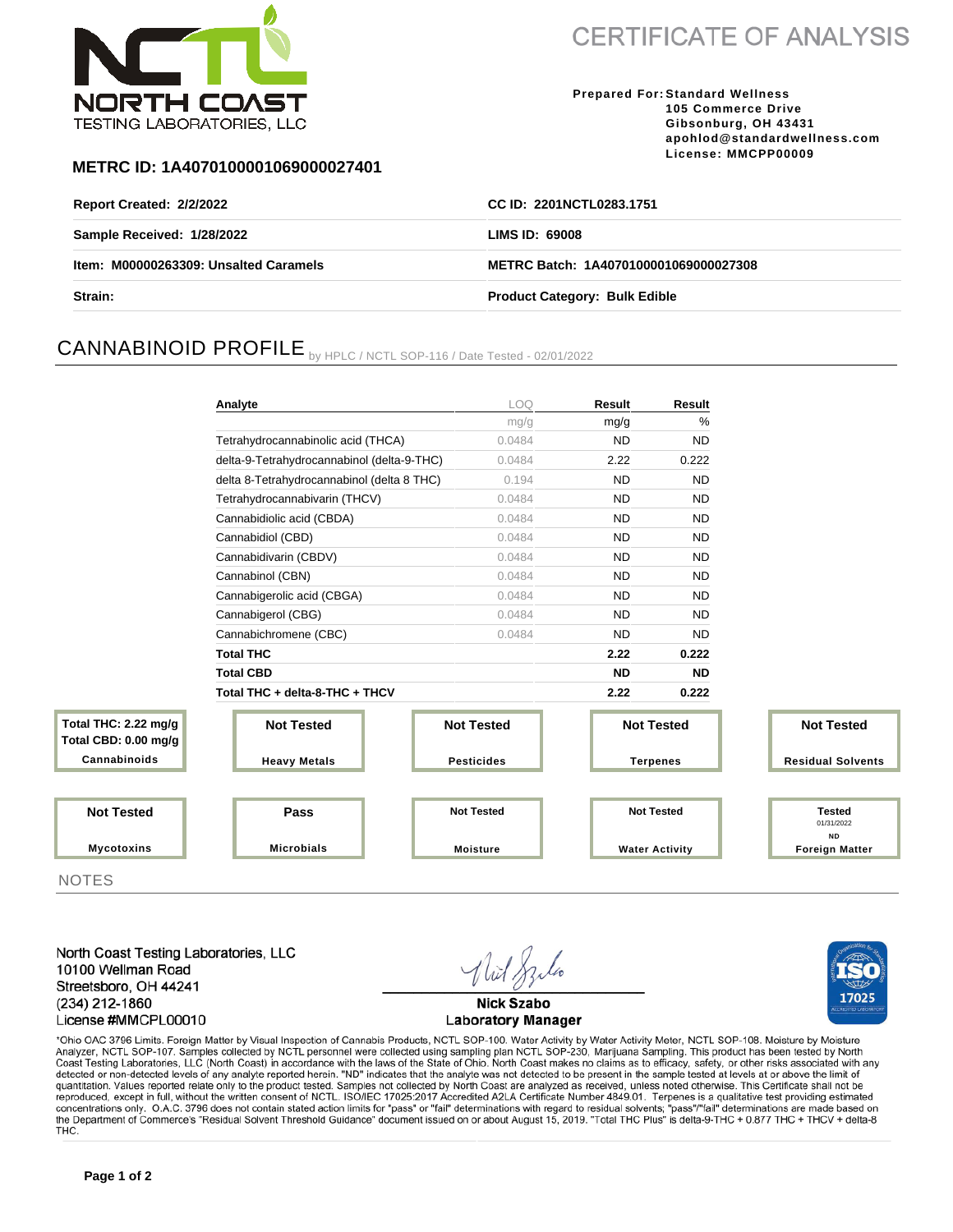NORTH COAST TESTING LABORATORIES, LLC

# CERTIFICATE OF ANALYSIS

**Prepared For:** Standard Wellness
105 Commerce Drive
Gibsonburg, OH 43431
apohlod@standardwellness.com
License: MMCPP00009

**METRC ID: 1A4070100001069000027401**

| | |
|---|---|
| **Report Created: 2/2/2022** | **CC ID: 2201NCTL0283.1751** |
| **Sample Received: 1/28/2022** | **LIMS ID: 69008** |
| **Item: M00000263309: Unsalted Caramels** | **METRC Batch: 1A4070100001069000027308** |
| **Strain:** | **Product Category: Bulk Edible** |

## CANNABINOID PROFILE by HPLC / NCTL SOP-116 / Date Tested - 02/01/2022

| Analyte | LOQ | Result | Result |
|---|---|---|---|
| | mg/g | mg/g | % |
| Tetrahydrocannabinolic acid (THCA) | 0.0484 | ND | ND |
| delta-9-Tetrahydrocannabinol (delta-9-THC) | 0.0484 | 2.22 | 0.222 |
| delta 8-Tetrahydrocannabinol (delta 8 THC) | 0.194 | ND | ND |
| Tetrahydrocannabivarin (THCV) | 0.0484 | ND | ND |
| Cannabidiolic acid (CBDA) | 0.0484 | ND | ND |
| Cannabidiol (CBD) | 0.0484 | ND | ND |
| Cannabidivarin (CBDV) | 0.0484 | ND | ND |
| Cannabinol (CBN) | 0.0484 | ND | ND |
| Cannabigerolic acid (CBGA) | 0.0484 | ND | ND |
| Cannabigerol (CBG) | 0.0484 | ND | ND |
| Cannabichromene (CBC) | 0.0484 | ND | ND |
| **Total THC** | | **2.22** | **0.222** |
| **Total CBD** | | **ND** | **ND** |
| **Total THC + delta-8-THC + THCV** | | **2.22** | **0.222** |

| Test | Status |
|---|---|
| Cannabinoids | Total THC: 2.22 mg/g; Total CBD: 0.00 mg/g |
| Heavy Metals | Not Tested |
| Pesticides | Not Tested |
| Terpenes | Not Tested |
| Residual Solvents | Not Tested |
| Mycotoxins | Not Tested |
| Microbials | Pass |
| Moisture | Not Tested |
| Water Activity | Not Tested |
| Foreign Matter | Tested 01/31/2022 ND |

NOTES

North Coast Testing Laboratories, LLC
10100 Wellman Road
Streetsboro, OH 44241
(234) 212-1860
License #MMCPL00010

Nick Szabo
Laboratory Manager

*Ohio OAC 3796 Limits. Foreign Matter by Visual Inspection of Cannabis Products, NCTL SOP-100. Water Activity by Water Activity Meter, NCTL SOP-108. Moisture by Moisture Analyzer, NCTL SOP-107. Samples collected by NCTL personnel were collected using sampling plan NCTL SOP-230, Marijuana Sampling. This product has been tested by North Coast Testing Laboratories, LLC (North Coast) in accordance with the laws of the State of Ohio. North Coast makes no claims as to efficacy, safety, or other risks associated with any detected or non-detected levels of any analyte reported herein. "ND" indicates that the analyte was not detected to be present in the sample tested at levels at or above the limit of quantitation. Values reported relate only to the product tested. Samples not collected by North Coast are analyzed as received, unless noted otherwise. This Certificate shall not be reproduced, except in full, without the written consent of NCTL. ISO/IEC 17025:2017 Accredited A2LA Certificate Number 4849.01. Terpenes is a qualitative test providing estimated concentrations only. O.A.C. 3796 does not contain stated action limits for "pass" or "fail" determinations with regard to residual solvents; "pass"/"fail" determinations are made based on the Department of Commerce's "Residual Solvent Threshold Guidance" document issued on or about August 15, 2019. "Total THC Plus" is delta-9-THC + 0.877 THC + THCV + delta-8 THC.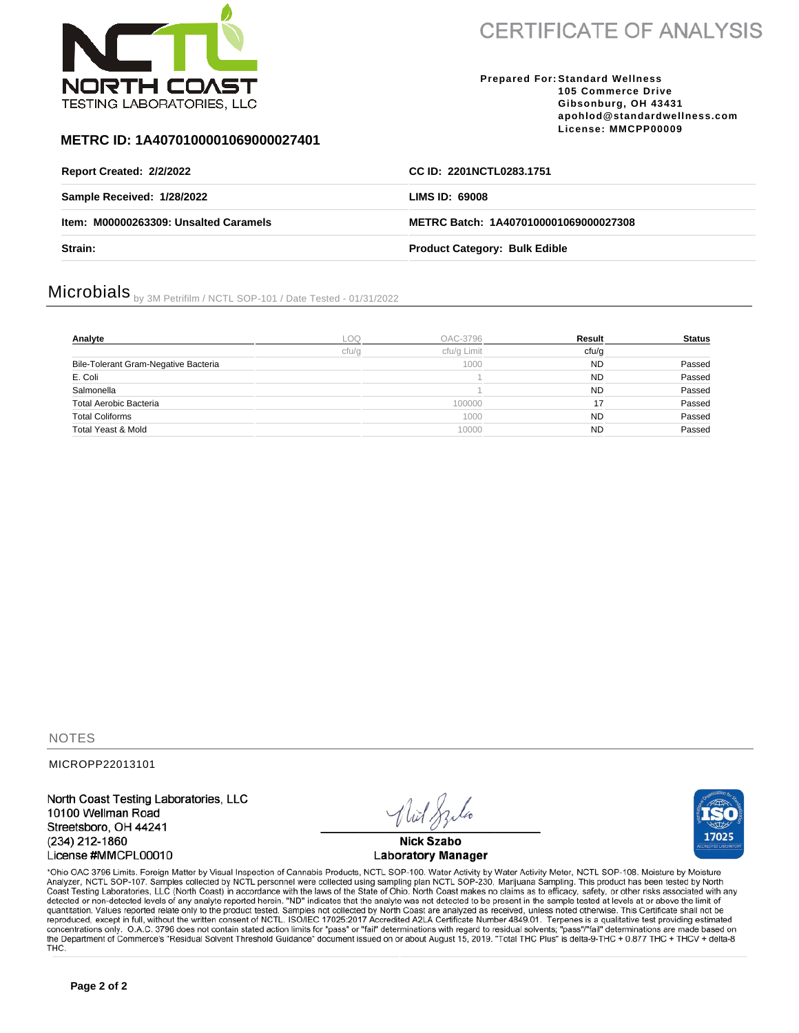# CERTIFICATE OF ANALYSIS

**NORTH COAST TESTING LABORATORIES, LLC**

**Prepared For:** **Standard Wellness**
**105 Commerce Drive**
**Gibsonburg, OH 43431**
**apohlod@standardwellness.com**
**License: MMCPP00009**

## METRC ID: 1A4070100001069000027401

| | |
|---|---|
| **Report Created: 2/2/2022** | **CC ID: 2201NCTL0283.1751** |
| **Sample Received: 1/28/2022** | **LIMS ID: 69008** |
| **Item: M00000263309: Unsalted Caramels** | **METRC Batch: 1A4070100001069000027308** |
| **Strain:** | **Product Category: Bulk Edible** |

## Microbials by 3M Petrifilm / NCTL SOP-101 / Date Tested - 01/31/2022

| Analyte | LOQ | OAC-3796 | Result | Status |
|---|---|---|---|---|
| | cfu/g | cfu/g Limit | cfu/g | |
| Bile-Tolerant Gram-Negative Bacteria | | 1000 | ND | Passed |
| E. Coli | | 1 | ND | Passed |
| Salmonella | | 1 | ND | Passed |
| Total Aerobic Bacteria | | 100000 | 17 | Passed |
| Total Coliforms | | 1000 | ND | Passed |
| Total Yeast & Mold | | 10000 | ND | Passed |

## NOTES

MICROPP22013101

North Coast Testing Laboratories, LLC
10100 Wellman Road
Streetsboro, OH 44241
(234) 212-1860
License #MMCPL00010

**Nick Szabo**
**Laboratory Manager**

ISO 17025 ACCREDITED LABORATORY

*Ohio OAC 3796 Limits. Foreign Matter by Visual Inspection of Cannabis Products, NCTL SOP-100. Water Activity by Water Activity Meter, NCTL SOP-108. Moisture by Moisture Analyzer, NCTL SOP-107. Samples collected by NCTL personnel were collected using sampling plan NCTL SOP-230, Marijuana Sampling. This product has been tested by North Coast Testing Laboratories, LLC (North Coast) in accordance with the laws of the State of Ohio. North Coast makes no claims as to efficacy, safety, or other risks associated with any detected or non-detected levels of any analyte reported herein. "ND" indicates that the analyte was not detected to be present in the sample tested at levels at or above the limit of quantitation. Values reported relate only to the product tested. Samples not collected by North Coast are analyzed as received, unless noted otherwise. This Certificate shall not be reproduced, except in full, without the written consent of NCTL. ISO/IEC 17025:2017 Accredited A2LA Certificate Number 4849.01. Terpenes is a qualitative test providing estimated concentrations only. O.A.C. 3796 does not contain stated action limits for "pass" or "fail" determinations with regard to residual solvents; "pass"/"fail" determinations are made based on the Department of Commerce's "Residual Solvent Threshold Guidance" document issued on or about August 15, 2019. "Total THC Plus" is delta-9-THC + 0.877 THC + THCV + delta-8 THC.